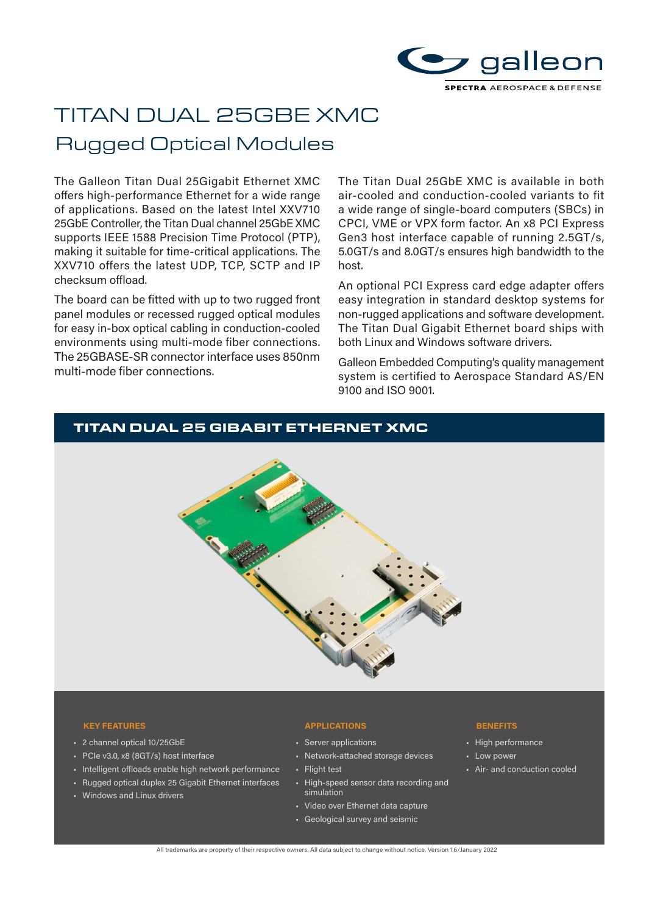# TITAN DUAL 25GBE XMC

## Rugged Optical Modules

The Galleon Titan Dual 25Gigabit Ethernet XMC offers high-performance Ethernet for a wide range of applications. Based on the latest Intel XXV710 25GbE Controller, the Titan Dual channel 25GbE XMC supports IEEE 1588 Precision Time Protocol (PTP), making it suitable for time-critical applications. The XXV710 offers the latest UDP, TCP, SCTP and IP checksum offload.

The board can be fitted with up to two rugged front panel modules or recessed rugged optical modules for easy in-box optical cabling in conduction-cooled environments using multi-mode fiber connections. The 25GBASE-SR connector interface uses 850nm multi-mode fiber connections.

The Titan Dual 25GbE XMC is available in both air-cooled and conduction-cooled variants to fit a wide range of single-board computers (SBCs) in CPCI, VME or VPX form factor. An x8 PCI Express Gen3 host interface capable of running 2.5GT/s, 5.0GT/s and 8.0GT/s ensures high bandwidth to the host.

An optional PCI Express card edge adapter offers easy integration in standard desktop systems for non-rugged applications and software development. The Titan Dual Gigabit Ethernet board ships with both Linux and Windows software drivers.

Galleon Embedded Computing's quality management system is certified to Aerospace Standard AS/EN 9100 and ISO 9001.

## TITAN DUAL 25 GIBABIT ETHERNET XMC

### KEY FEATURES

- 2 channel optical 10/25GbE
- PCIe v3.0, x8 (8GT/s) host interface
- Intelligent offloads enable high network performance
- Rugged optical duplex 25 Gigabit Ethernet interfaces
- Windows and Linux drivers

### APPLICATIONS

- Server applications
- Network-attached storage devices
- Flight test
- High-speed sensor data recording and simulation
- Video over Ethernet data capture
- Geological survey and seismic

### BENEFITS

- High performance
- Low power
- Air- and conduction cooled

All trademarks are property of their respective owners. All data subject to change without notice. Version 1.6/January 2022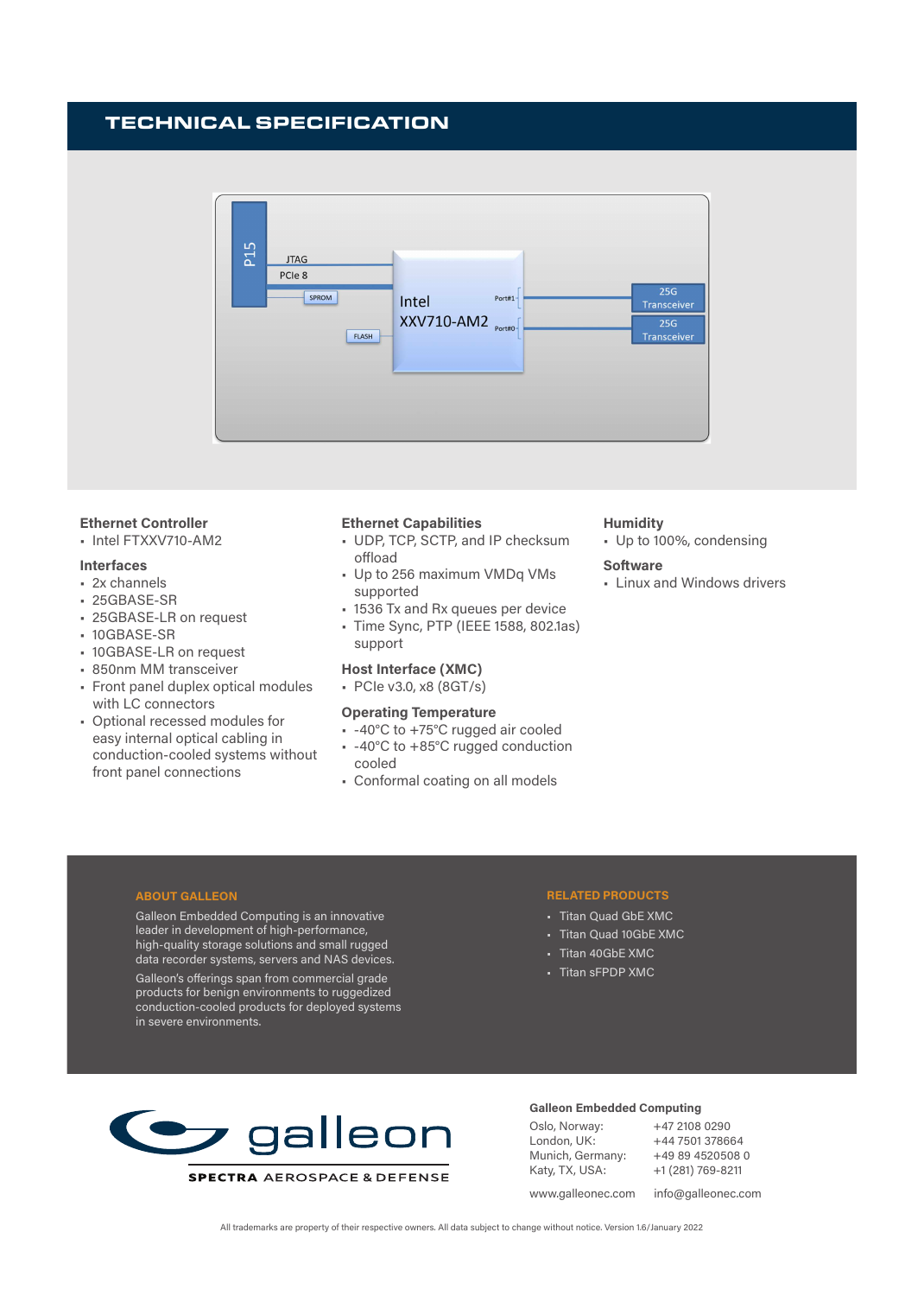## TECHNICAL SPECIFICATION

P15
JTAG
PCIe 8
SPROM
FLASH
Intel
XXV710-AM2
Port#1
Port#0
25G
Transceiver
25G
Transceiver

### Ethernet Controller

- Intel FTXXV710-AM2

### Interfaces

- 2x channels
- 25GBASE-SR
- 25GBASE-LR on request
- 10GBASE-SR
- 10GBASE-LR on request
- 850nm MM transceiver
- Front panel duplex optical modules with LC connectors
- Optional recessed modules for easy internal optical cabling in conduction-cooled systems without front panel connections

### Ethernet Capabilities

- UDP, TCP, SCTP, and IP checksum offload
- Up to 256 maximum VMDq VMs supported
- 1536 Tx and Rx queues per device
- Time Sync, PTP (IEEE 1588, 802.1as) support

### Host Interface (XMC)

- PCIe v3.0, x8 (8GT/s)

### Operating Temperature

- -40°C to +75°C rugged air cooled
- -40°C to +85°C rugged conduction cooled
- Conformal coating on all models

### Humidity

- Up to 100%, condensing

### Software

- Linux and Windows drivers

#### ABOUT GALLEON

Galleon Embedded Computing is an innovative leader in development of high-performance, high-quality storage solutions and small rugged data recorder systems, servers and NAS devices.

Galleon's offerings span from commercial grade products for benign environments to ruggedized conduction-cooled products for deployed systems in severe environments.

#### RELATED PRODUCTS

- Titan Quad GbE XMC
- Titan Quad 10GbE XMC
- Titan 40GbE XMC
- Titan sFPDP XMC

galleon
SPECTRA AEROSPACE & DEFENSE

**Galleon Embedded Computing**

| | |
|---|---|
| Oslo, Norway: | +47 2108 0290 |
| London, UK: | +44 7501 378664 |
| Munich, Germany: | +49 89 4520508 0 |
| Katy, TX, USA: | +1 (281) 769-8211 |

www.galleonec.com info@galleonec.com

All trademarks are property of their respective owners. All data subject to change without notice. Version 1.6/January 2022